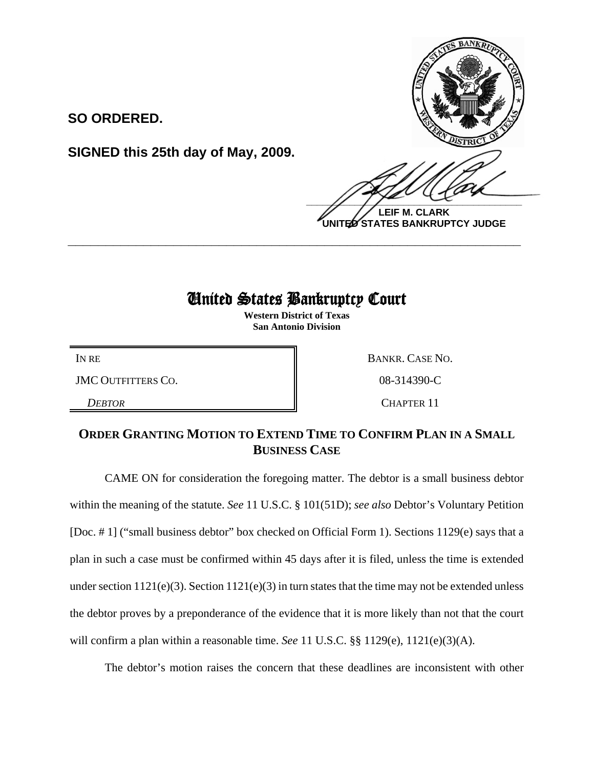**SO ORDERED.**

**SIGNED this 25th day of May, 2009.**

**LEIF M. CLARK**
**UNITED STATES BANKRUPTCY JUDGE**

---

# United States Bankruptcy Court

**Western District of Texas**
**San Antonio Division**

| | |
|---|---|
| IN RE | BANKR. CASE NO. |
| JMC OUTFITTERS CO. | 08-314390-C |
| *DEBTOR* | CHAPTER 11 |

## ORDER GRANTING MOTION TO EXTEND TIME TO CONFIRM PLAN IN A SMALL BUSINESS CASE

CAME ON for consideration the foregoing matter. The debtor is a small business debtor within the meaning of the statute. *See* 11 U.S.C. § 101(51D); *see also* Debtor's Voluntary Petition [Doc. # 1] ("small business debtor" box checked on Official Form 1). Sections 1129(e) says that a plan in such a case must be confirmed within 45 days after it is filed, unless the time is extended under section 1121(e)(3). Section 1121(e)(3) in turn states that the time may not be extended unless the debtor proves by a preponderance of the evidence that it is more likely than not that the court will confirm a plan within a reasonable time. *See* 11 U.S.C. §§ 1129(e), 1121(e)(3)(A).

The debtor's motion raises the concern that these deadlines are inconsistent with other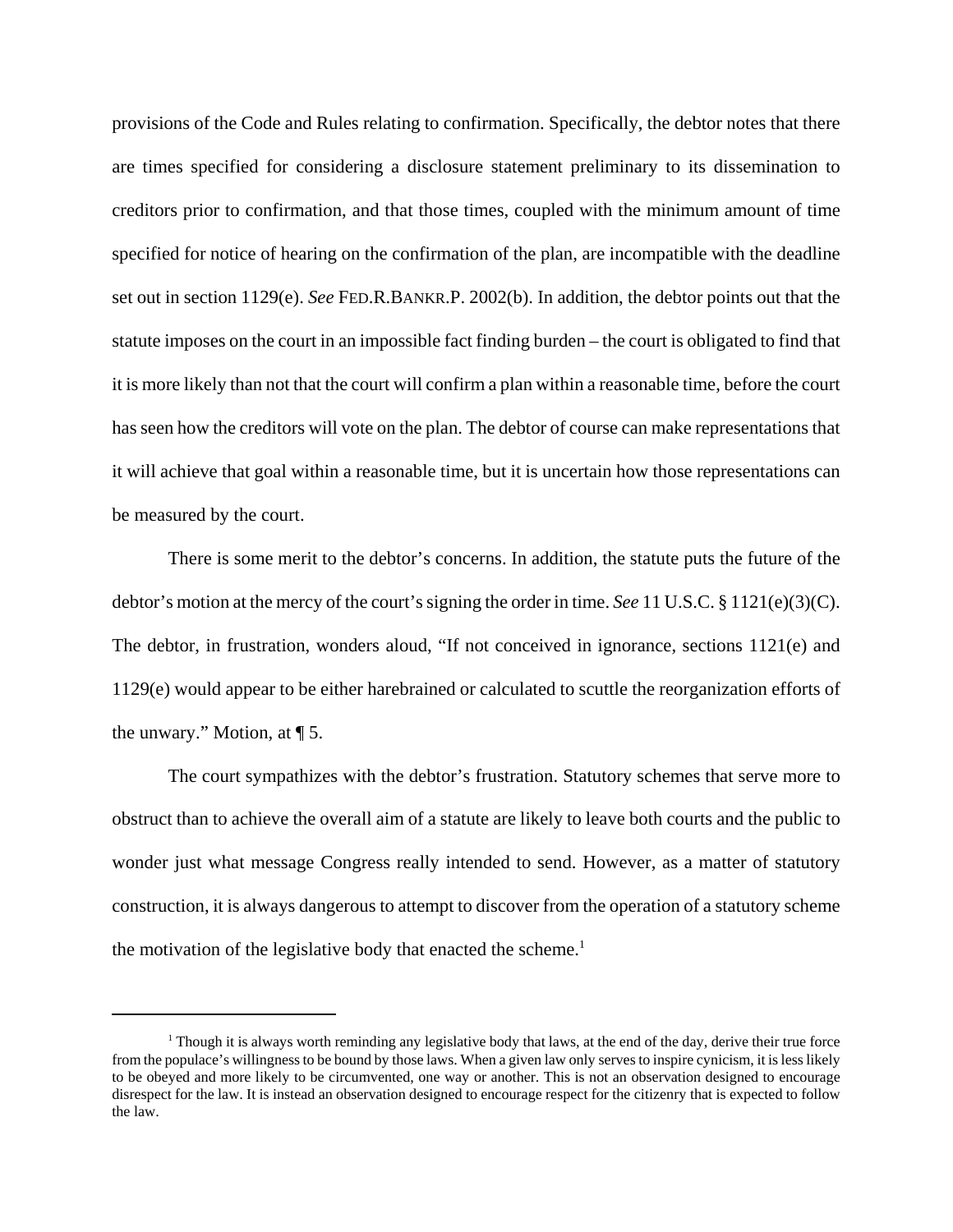provisions of the Code and Rules relating to confirmation. Specifically, the debtor notes that there are times specified for considering a disclosure statement preliminary to its dissemination to creditors prior to confirmation, and that those times, coupled with the minimum amount of time specified for notice of hearing on the confirmation of the plan, are incompatible with the deadline set out in section 1129(e). *See* FED.R.BANKR.P. 2002(b). In addition, the debtor points out that the statute imposes on the court in an impossible fact finding burden – the court is obligated to find that it is more likely than not that the court will confirm a plan within a reasonable time, before the court has seen how the creditors will vote on the plan. The debtor of course can make representations that it will achieve that goal within a reasonable time, but it is uncertain how those representations can be measured by the court.

There is some merit to the debtor's concerns. In addition, the statute puts the future of the debtor's motion at the mercy of the court's signing the order in time. *See* 11 U.S.C. § 1121(e)(3)(C). The debtor, in frustration, wonders aloud, "If not conceived in ignorance, sections 1121(e) and 1129(e) would appear to be either harebrained or calculated to scuttle the reorganization efforts of the unwary." Motion, at ¶ 5.

The court sympathizes with the debtor's frustration. Statutory schemes that serve more to obstruct than to achieve the overall aim of a statute are likely to leave both courts and the public to wonder just what message Congress really intended to send. However, as a matter of statutory construction, it is always dangerous to attempt to discover from the operation of a statutory scheme the motivation of the legislative body that enacted the scheme.[1]

---

[1] Though it is always worth reminding any legislative body that laws, at the end of the day, derive their true force from the populace's willingness to be bound by those laws. When a given law only serves to inspire cynicism, it is less likely to be obeyed and more likely to be circumvented, one way or another. This is not an observation designed to encourage disrespect for the law. It is instead an observation designed to encourage respect for the citizenry that is expected to follow the law.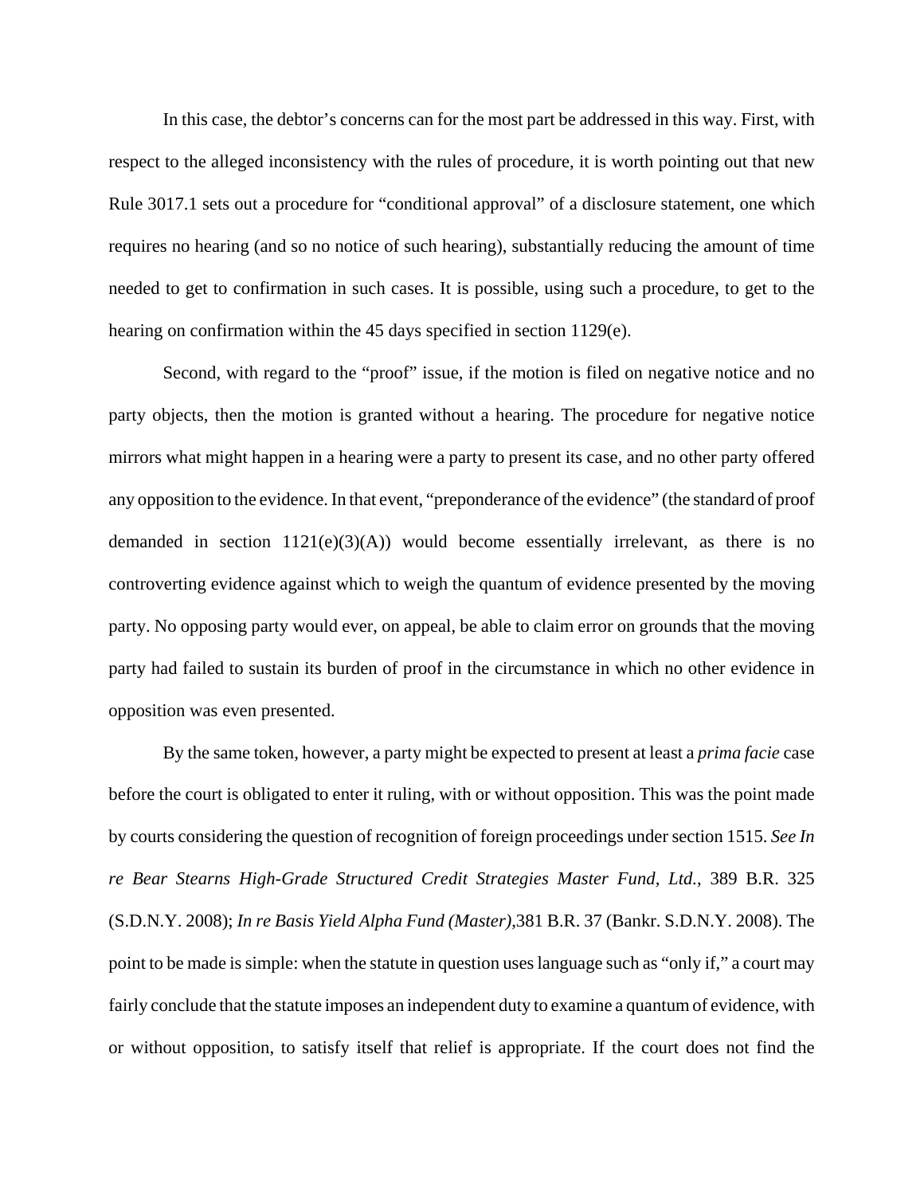In this case, the debtor's concerns can for the most part be addressed in this way. First, with respect to the alleged inconsistency with the rules of procedure, it is worth pointing out that new Rule 3017.1 sets out a procedure for "conditional approval" of a disclosure statement, one which requires no hearing (and so no notice of such hearing), substantially reducing the amount of time needed to get to confirmation in such cases. It is possible, using such a procedure, to get to the hearing on confirmation within the 45 days specified in section 1129(e).

Second, with regard to the "proof" issue, if the motion is filed on negative notice and no party objects, then the motion is granted without a hearing. The procedure for negative notice mirrors what might happen in a hearing were a party to present its case, and no other party offered any opposition to the evidence. In that event, "preponderance of the evidence" (the standard of proof demanded in section 1121(e)(3)(A)) would become essentially irrelevant, as there is no controverting evidence against which to weigh the quantum of evidence presented by the moving party. No opposing party would ever, on appeal, be able to claim error on grounds that the moving party had failed to sustain its burden of proof in the circumstance in which no other evidence in opposition was even presented.

By the same token, however, a party might be expected to present at least a *prima facie* case before the court is obligated to enter it ruling, with or without opposition. This was the point made by courts considering the question of recognition of foreign proceedings under section 1515. *See In re Bear Stearns High-Grade Structured Credit Strategies Master Fund, Ltd.*, 389 B.R. 325 (S.D.N.Y. 2008); *In re Basis Yield Alpha Fund (Master)*,381 B.R. 37 (Bankr. S.D.N.Y. 2008). The point to be made is simple: when the statute in question uses language such as "only if," a court may fairly conclude that the statute imposes an independent duty to examine a quantum of evidence, with or without opposition, to satisfy itself that relief is appropriate. If the court does not find the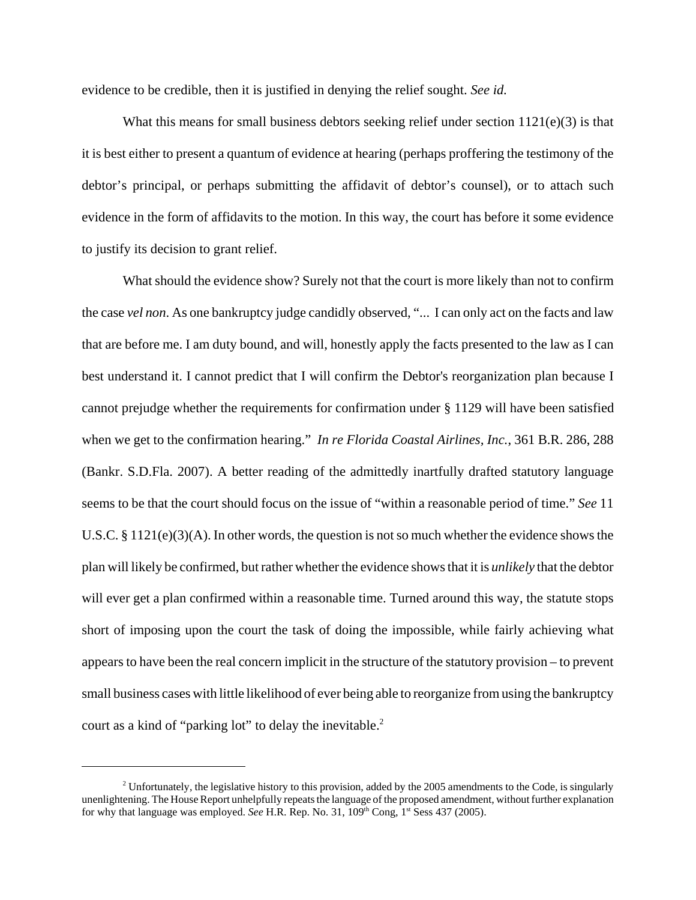evidence to be credible, then it is justified in denying the relief sought. *See id.*

What this means for small business debtors seeking relief under section 1121(e)(3) is that it is best either to present a quantum of evidence at hearing (perhaps proffering the testimony of the debtor's principal, or perhaps submitting the affidavit of debtor's counsel), or to attach such evidence in the form of affidavits to the motion. In this way, the court has before it some evidence to justify its decision to grant relief.

What should the evidence show? Surely not that the court is more likely than not to confirm the case *vel non*. As one bankruptcy judge candidly observed, "... I can only act on the facts and law that are before me. I am duty bound, and will, honestly apply the facts presented to the law as I can best understand it. I cannot predict that I will confirm the Debtor's reorganization plan because I cannot prejudge whether the requirements for confirmation under § 1129 will have been satisfied when we get to the confirmation hearing." *In re Florida Coastal Airlines, Inc.*, 361 B.R. 286, 288 (Bankr. S.D.Fla. 2007). A better reading of the admittedly inartfully drafted statutory language seems to be that the court should focus on the issue of "within a reasonable period of time." *See* 11 U.S.C. § 1121(e)(3)(A). In other words, the question is not so much whether the evidence shows the plan will likely be confirmed, but rather whether the evidence shows that it is *unlikely* that the debtor will ever get a plan confirmed within a reasonable time. Turned around this way, the statute stops short of imposing upon the court the task of doing the impossible, while fairly achieving what appears to have been the real concern implicit in the structure of the statutory provision – to prevent small business cases with little likelihood of ever being able to reorganize from using the bankruptcy court as a kind of "parking lot" to delay the inevitable.[2]

---

[2] Unfortunately, the legislative history to this provision, added by the 2005 amendments to the Code, is singularly unenlightening. The House Report unhelpfully repeats the language of the proposed amendment, without further explanation for why that language was employed. *See* H.R. Rep. No. 31, 109th Cong, 1st Sess 437 (2005).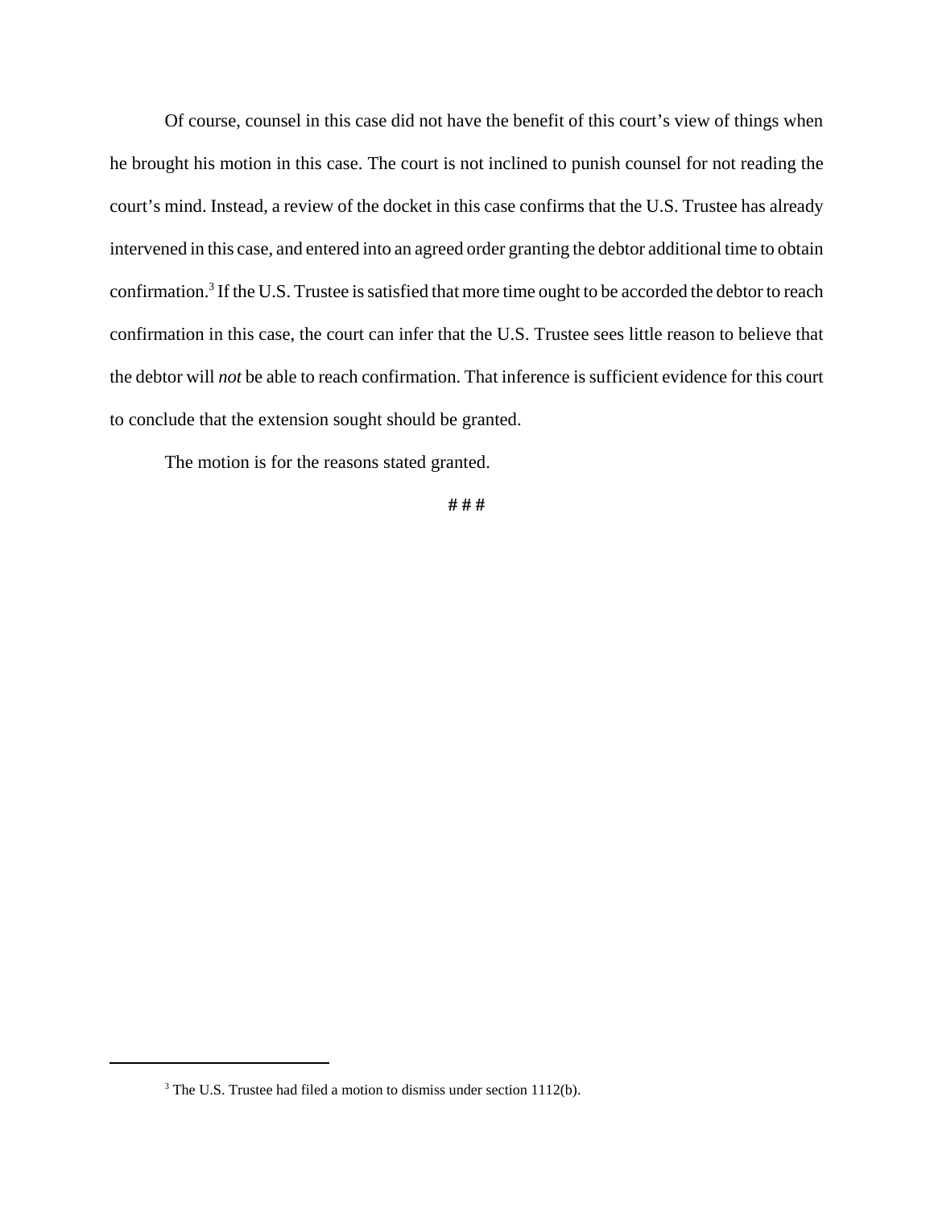Of course, counsel in this case did not have the benefit of this court's view of things when he brought his motion in this case. The court is not inclined to punish counsel for not reading the court's mind. Instead, a review of the docket in this case confirms that the U.S. Trustee has already intervened in this case, and entered into an agreed order granting the debtor additional time to obtain confirmation.[3] If the U.S. Trustee is satisfied that more time ought to be accorded the debtor to reach confirmation in this case, the court can infer that the U.S. Trustee sees little reason to believe that the debtor will *not* be able to reach confirmation. That inference is sufficient evidence for this court to conclude that the extension sought should be granted.

The motion is for the reasons stated granted.

# # #

---

[3] The U.S. Trustee had filed a motion to dismiss under section 1112(b).